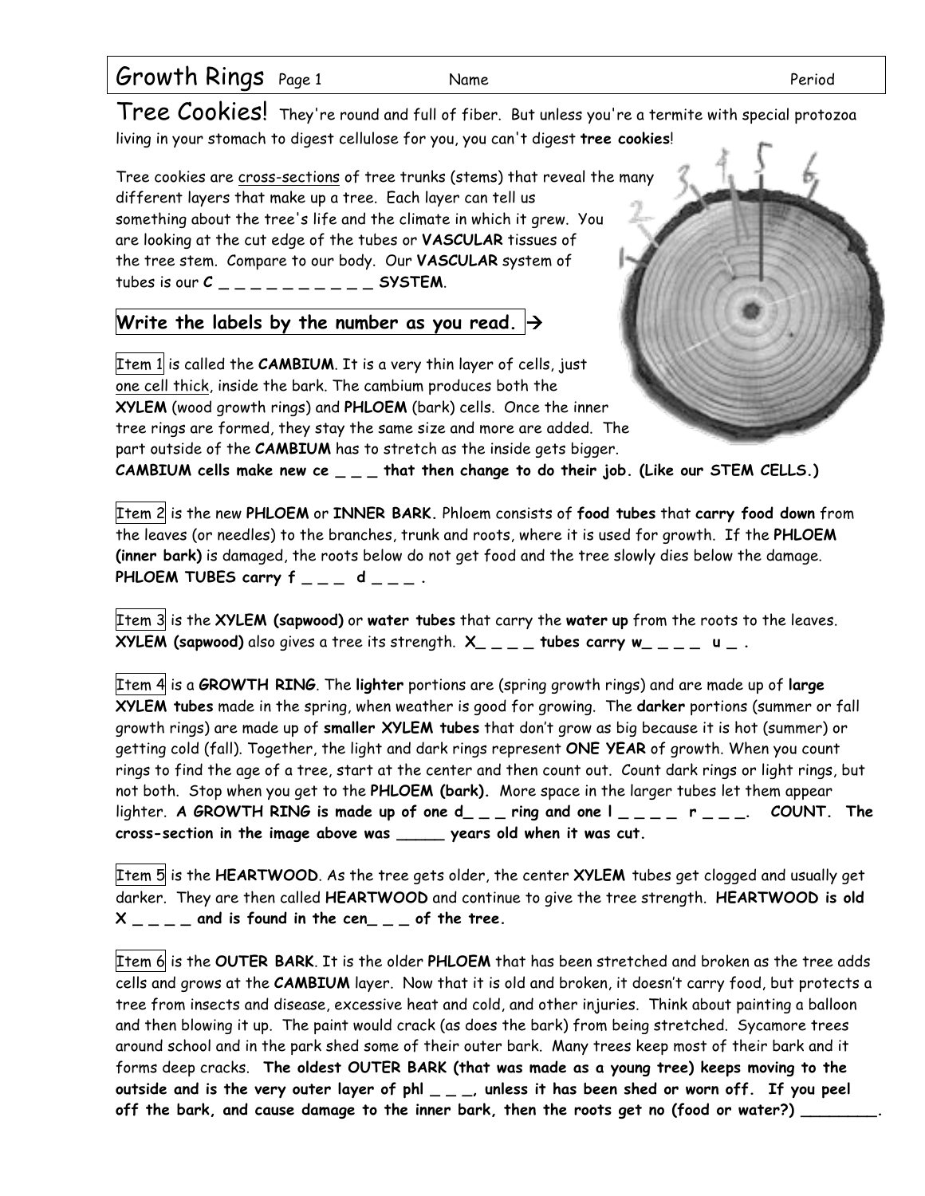# Growth Rings Page 1 Name Period

## Tree Cookies!

They're round and full of fiber. But unless you're a termite with special protozoa living in your stomach to digest cellulose for you, you can't digest **tree cookies**!

Tree cookies are <u>cross-sections</u> of tree trunks (stems) that reveal the many different layers that make up a tree. Each layer can tell us something about the tree's life and the climate in which it grew. You are looking at the cut edge of the tubes or **VASCULAR** tissues of the tree stem. Compare to our body. Our **VASCULAR** system of tubes is our **C _ _ _ _ _ _ _ _ _ _ SYSTEM**.

**Write the labels by the number as you read. →**

Item 1 is called the **CAMBIUM**. It is a very thin layer of cells, just <u>one cell thick</u>, inside the bark. The cambium produces both the **XYLEM** (wood growth rings) and **PHLOEM** (bark) cells. Once the inner tree rings are formed, they stay the same size and more are added. The part outside of the **CAMBIUM** has to stretch as the inside gets bigger. **CAMBIUM cells make new ce _ _ _ that then change to do their job. (Like our STEM CELLS.)**

Item 2 is the new **PHLOEM** or **INNER BARK.** Phloem consists of **food tubes** that **carry food down** from the leaves (or needles) to the branches, trunk and roots, where it is used for growth. If the **PHLOEM (inner bark)** is damaged, the roots below do not get food and the tree slowly dies below the damage. **PHLOEM TUBES carry f _ _ _ d _ _ _ .**

Item 3 is the **XYLEM (sapwood)** or **water tubes** that carry the **water up** from the roots to the leaves. **XYLEM (sapwood)** also gives a tree its strength. **X_ _ _ _ tubes carry w_ _ _ _ u _ .**

Item 4 is a **GROWTH RING**. The **lighter** portions are (spring growth rings) and are made up of **large XYLEM tubes** made in the spring, when weather is good for growing. The **darker** portions (summer or fall growth rings) are made up of **smaller XYLEM tubes** that don't grow as big because it is hot (summer) or getting cold (fall). Together, the light and dark rings represent **ONE YEAR** of growth. When you count rings to find the age of a tree, start at the center and then count out. Count dark rings or light rings, but not both. Stop when you get to the **PHLOEM (bark).** More space in the larger tubes let them appear lighter. **A GROWTH RING is made up of one d_ _ _ ring and one l _ _ _ _ r _ _ _. COUNT. The cross-section in the image above was _____ years old when it was cut.**

Item 5 is the **HEARTWOOD**. As the tree gets older, the center **XYLEM** tubes get clogged and usually get darker. They are then called **HEARTWOOD** and continue to give the tree strength. **HEARTWOOD is old X _ _ _ _ and is found in the cen_ _ _ of the tree.**

Item 6 is the **OUTER BARK**. It is the older **PHLOEM** that has been stretched and broken as the tree adds cells and grows at the **CAMBIUM** layer. Now that it is old and broken, it doesn't carry food, but protects a tree from insects and disease, excessive heat and cold, and other injuries. Think about painting a balloon and then blowing it up. The paint would crack (as does the bark) from being stretched. Sycamore trees around school and in the park shed some of their outer bark. Many trees keep most of their bark and it forms deep cracks. **The oldest OUTER BARK (that was made as a young tree) keeps moving to the outside and is the very outer layer of phl _ _ _, unless it has been shed or worn off. If you peel off the bark, and cause damage to the inner bark, then the roots get no (food or water?) ________.**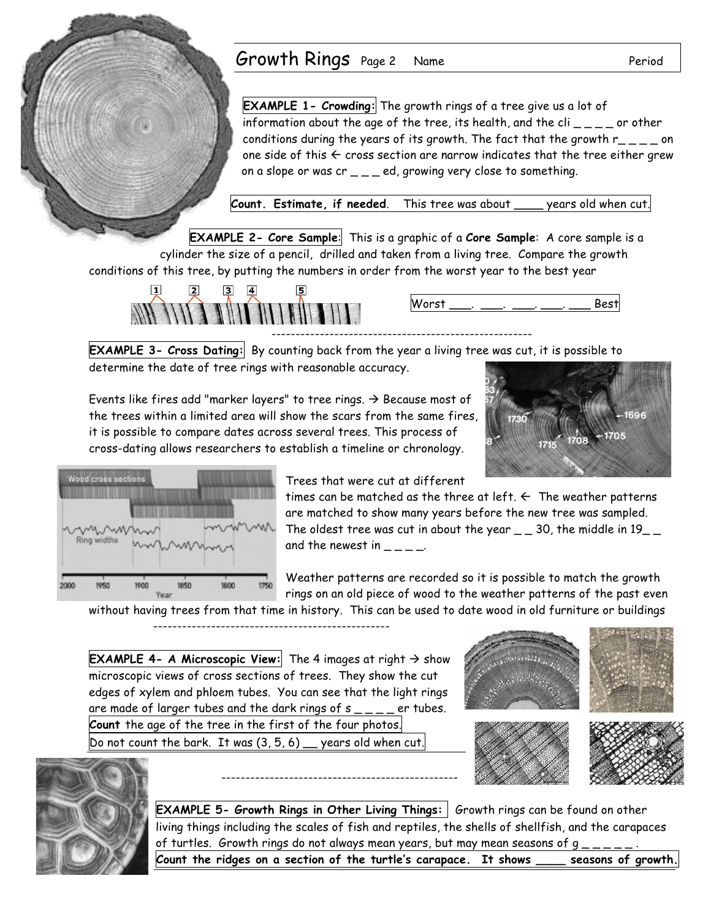# Growth Rings Page 2 Name Period

**EXAMPLE 1- Crowding:** The growth rings of a tree give us a lot of information about the age of the tree, its health, and the cli _ _ _ _ or other conditions during the years of its growth. The fact that the growth r_ _ _ _ on one side of this ← cross section are narrow indicates that the tree either grew on a slope or was cr _ _ _ ed, growing very close to something.

**Count. Estimate, if needed**. This tree was about ____ years old when cut.

**EXAMPLE 2- Core Sample**: This is a graphic of a **Core Sample**: A core sample is a cylinder the size of a pencil, drilled and taken from a living tree. Compare the growth conditions of this tree, by putting the numbers in order from the worst year to the best year

1 2 3 4 5

Worst ___. ___. ___. ___. ___ Best

---

**EXAMPLE 3- Cross Dating:** By counting back from the year a living tree was cut, it is possible to determine the date of tree rings with reasonable accuracy.

Events like fires add "marker layers" to tree rings. → Because most of the trees within a limited area will show the scars from the same fires, it is possible to compare dates across several trees. This process of cross-dating allows researchers to establish a timeline or chronology.

1730 1696 1715 1708 1705

Wood cross sections

Ring widths

2000 1950 1900 1850 1800 1750

Year

Trees that were cut at different times can be matched as the three at left. ← The weather patterns are matched to show many years before the new tree was sampled. The oldest tree was cut in about the year _ _ 30, the middle in 19_ _ and the newest in _ _ _ _.

Weather patterns are recorded so it is possible to match the growth rings on an old piece of wood to the weather patterns of the past even without having trees from that time in history. This can be used to date wood in old furniture or buildings

---

**EXAMPLE 4- A Microscopic View:** The 4 images at right → show microscopic views of cross sections of trees. They show the cut edges of xylem and phloem tubes. You can see that the light rings are made of larger tubes and the dark rings of s _ _ _ _ er tubes.

**Count** the age of the tree in the first of the four photos. Do not count the bark. It was (3, 5, 6) __ years old when cut.

---

**EXAMPLE 5- Growth Rings in Other Living Things:** Growth rings can be found on other living things including the scales of fish and reptiles, the shells of shellfish, and the carapaces of turtles. Growth rings do not always mean years, but may mean seasons of g _ _ _ _ _ .

**Count the ridges on a section of the turtle's carapace. It shows ____ seasons of growth.**